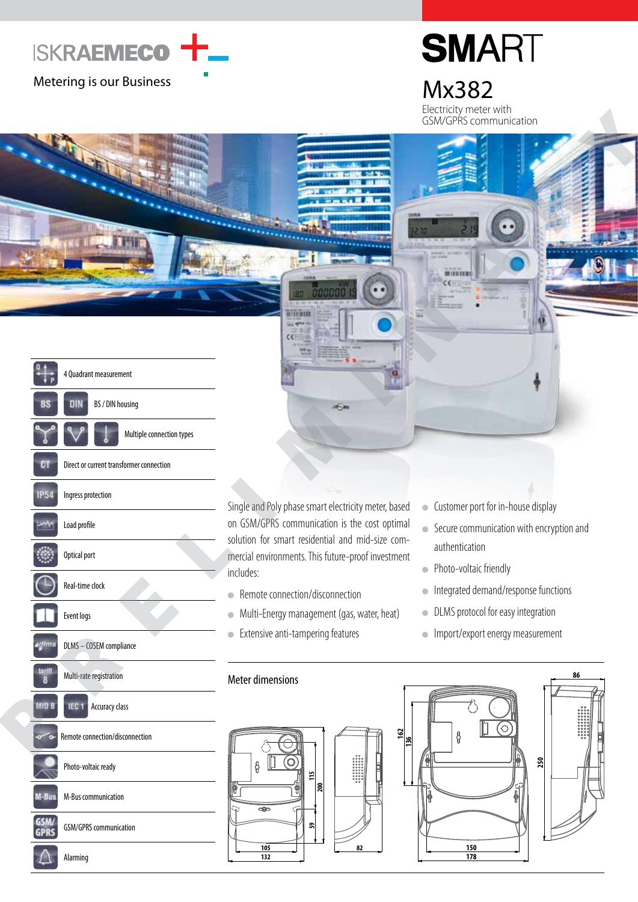ISKRAEMECO

Metering is our Business

# SMART

## Mx382

Electricity meter with GSM/GPRS communication

- 4 Quadrant measurement
- BS / DIN housing
- Multiple connection types
- Direct or current transformer connection
- Ingress protection
- Load profile
- Optical port
- Real-time clock
- Event logs
- DLMS – COSEM compliance
- Multi-rate registration
- Accuracy class
- Remote connection/disconnection
- Photo-voltaic ready
- M-Bus communication
- GSM/GPRS communication
- Alarming

Single and Poly phase smart electricity meter, based on GSM/GPRS communication is the cost optimal solution for smart residential and mid-size commercial environments. This future-proof investment includes:

- Remote connection/disconnection
- Multi-Energy management (gas, water, heat)
- Extensive anti-tampering features
- Customer port for in-house display
- Secure communication with encryption and authentication
- Photo-voltaic friendly
- Integrated demand/response functions
- DLMS protocol for easy integration
- Import/export energy measurement

### Meter dimensions

105, 132, 115, 200, 59, 82, 162, 136, 150, 178, 250, 86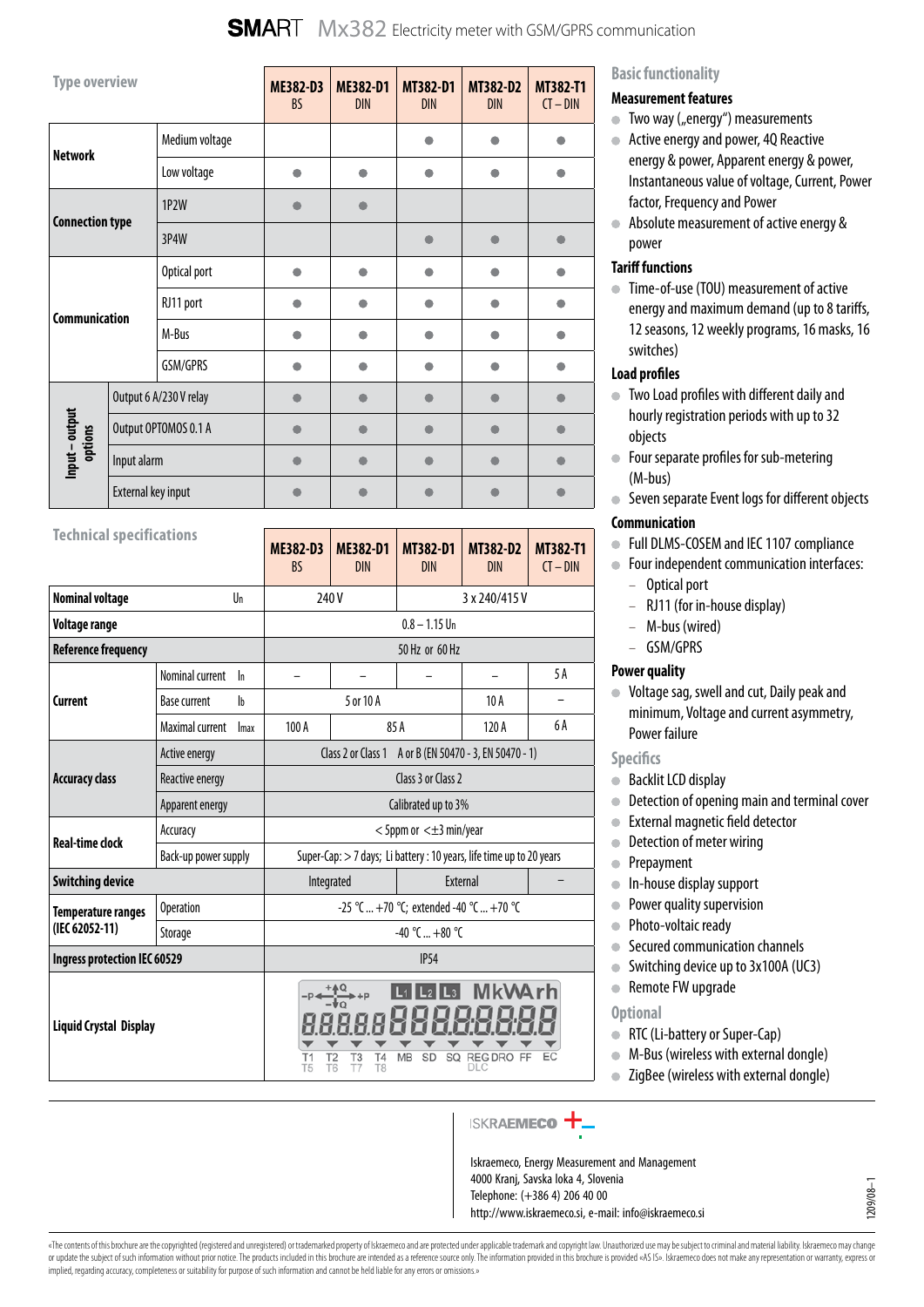# SMART Mx382 Electricity meter with GSM/GPRS communication

## Type overview

| Type overview | | ME382-D3 BS | ME382-D1 DIN | MT382-D1 DIN | MT382-D2 DIN | MT382-T1 CT – DIN |
|---|---|---|---|---|---|---|
| Network | Medium voltage | | | ● | ● | ● |
| | Low voltage | ● | ● | ● | ● | ● |
| Connection type | 1P2W | ● | ● | | | |
| | 3P4W | | | ● | ● | ● |
| Communication | Optical port | ● | ● | ● | ● | ● |
| | RJ11 port | ● | ● | ● | ● | ● |
| | M-Bus | ● | ● | ● | ● | ● |
| | GSM/GPRS | ● | ● | ● | ● | ● |
| Input – output options | Output 6 A/230 V relay | ● | ● | ● | ● | ● |
| | Output OPTOMOS 0.1 A | ● | ● | ● | ● | ● |
| | Input alarm | ● | ● | ● | ● | ● |
| | External key input | ● | ● | ● | ● | ● |

## Technical specifications

| Technical specifications | | ME382-D3 BS | ME382-D1 DIN | MT382-D1 DIN | MT382-D2 DIN | MT382-T1 CT – DIN |
|---|---|---|---|---|---|---|
| Nominal voltage | $U_n$ | 240 V | | 3 x 240/415 V | | |
| Voltage range | | 0.8 – 1.15 $U_n$ | | | | |
| Reference frequency | | 50 Hz or 60 Hz | | | | |
| Current | Nominal current $I_n$ | – | – | – | – | 5 A |
| | Base current $I_b$ | 5 or 10 A | | | 10 A | – |
| | Maximal current $I_{max}$ | 100 A | 85 A | | 120 A | 6 A |
| Accuracy class | Active energy | Class 2 or Class 1 A or B (EN 50470 - 3, EN 50470 - 1) | | | | |
| | Reactive energy | Class 3 or Class 2 | | | | |
| | Apparent energy | Calibrated up to 3% | | | | |
| Real-time clock | Accuracy | < 5ppm or < ±3 min/year | | | | |
| | Back-up power supply | Super-Cap: > 7 days; Li battery : 10 years, life time up to 20 years | | | | |
| Switching device | | Integrated | | External | | – |
| Temperature ranges (IEC 62052-11) | Operation | -25 °C ... +70 °C; extended -40 °C ... +70 °C | | | | |
| | Storage | -40 °C ... +80 °C | | | | |
| Ingress protection IEC 60529 | | IP54 | | | | |
| Liquid Crystal Display | | | | | | |

## Basic functionality

### Measurement features

- Two way („energy") measurements
- Active energy and power, 4Q Reactive energy & power, Apparent energy & power, Instantaneous value of voltage, Current, Power factor, Frequency and Power
- Absolute measurement of active energy & power

### Tariff functions

- Time-of-use (TOU) measurement of active energy and maximum demand (up to 8 tariffs, 12 seasons, 12 weekly programs, 16 masks, 16 switches)

### Load profiles

- Two Load profiles with different daily and hourly registration periods with up to 32 objects
- Four separate profiles for sub-metering (M-bus)
- Seven separate Event logs for different objects

### Communication

- Full DLMS-COSEM and IEC 1107 compliance
- Four independent communication interfaces:
  - Optical port
  - RJ11 (for in-house display)
  - M-bus (wired)
  - GSM/GPRS

### Power quality

- Voltage sag, swell and cut, Daily peak and minimum, Voltage and current asymmetry, Power failure

## Specifics

- Backlit LCD display
- Detection of opening main and terminal cover
- External magnetic field detector
- Detection of meter wiring
- Prepayment
- In-house display support
- Power quality supervision
- Photo-voltaic ready
- Secured communication channels
- Switching device up to 3x100A (UC3)
- Remote FW upgrade

## Optional

- RTC (Li-battery or Super-Cap)
- M-Bus (wireless with external dongle)
- ZigBee (wireless with external dongle)

ISKRAEMECO

Iskraemeco, Energy Measurement and Management
4000 Kranj, Savska loka 4, Slovenia
Telephone: (+386 4) 206 40 00
http://www.iskraemeco.si, e-mail: info@iskraemeco.si

1209/08–1

«The contents of this brochure are the copyrighted (registered and unregistered) or trademarked property of Iskraemeco and are protected under applicable trademark and copyright law. Unauthorized use may be subject to criminal and material liability. Iskraemeco may change or update the subject of such information without prior notice. The products included in this brochure are intended as a reference source only. The information provided in this brochure is provided «AS IS». Iskraemeco does not make any representation or warranty, express or implied, regarding accuracy, completeness or suitability for purpose of such information and cannot be held liable for any errors or omissions.»